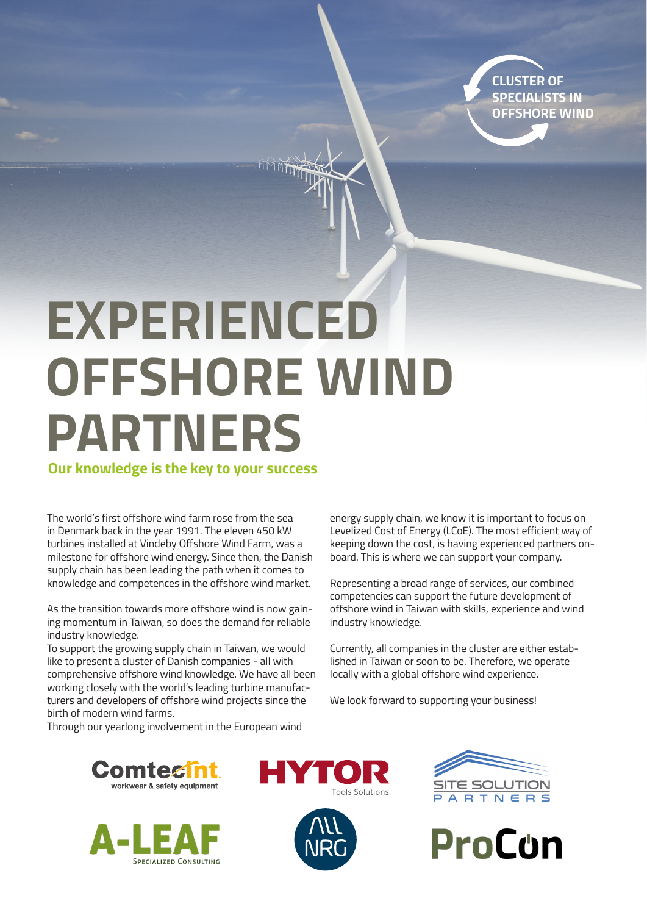CLUSTER OF SPECIALISTS IN OFFSHORE WIND

# EXPERIENCED OFFSHORE WIND PARTNERS

**Our knowledge is the key to your success**

The world's first offshore wind farm rose from the sea in Denmark back in the year 1991. The eleven 450 kW turbines installed at Vindeby Offshore Wind Farm, was a milestone for offshore wind energy. Since then, the Danish supply chain has been leading the path when it comes to knowledge and competences in the offshore wind market.

As the transition towards more offshore wind is now gaining momentum in Taiwan, so does the demand for reliable industry knowledge.

To support the growing supply chain in Taiwan, we would like to present a cluster of Danish companies - all with comprehensive offshore wind knowledge. We have all been working closely with the world's leading turbine manufacturers and developers of offshore wind projects since the birth of modern wind farms.

Through our yearlong involvement in the European wind energy supply chain, we know it is important to focus on Levelized Cost of Energy (LCoE). The most efficient way of keeping down the cost, is having experienced partners onboard. This is where we can support your company.

Representing a broad range of services, our combined competencies can support the future development of offshore wind in Taiwan with skills, experience and wind industry knowledge.

Currently, all companies in the cluster are either established in Taiwan or soon to be. Therefore, we operate locally with a global offshore wind experience.

We look forward to supporting your business!

Comtecint workwear & safety equipment

HYTOR Tools Solutions

SITE SOLUTION PARTNERS

A-LEAF Specialized Consulting

ALL NRG

ProCon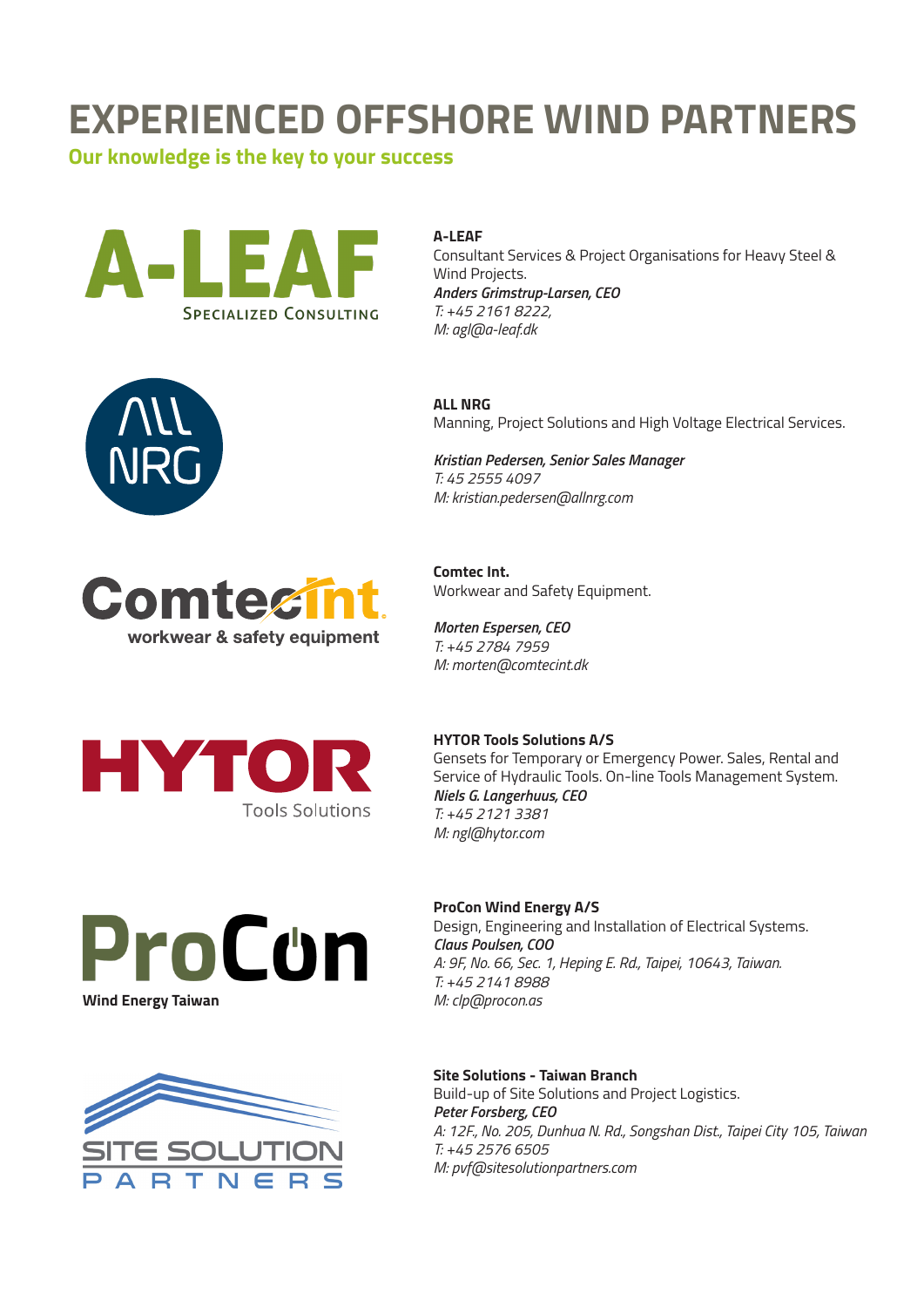# EXPERIENCED OFFSHORE WIND PARTNERS

## Our knowledge is the key to your success

A-LEAF
SPECIALIZED CONSULTING

**A-LEAF**
Consultant Services & Project Organisations for Heavy Steel & Wind Projects.
***Anders Grimstrup-Larsen, CEO***
*T: +45 2161 8222,*
*M: agl@a-leaf.dk*

ALL NRG

**ALL NRG**
Manning, Project Solutions and High Voltage Electrical Services.

***Kristian Pedersen, Senior Sales Manager***
*T: 45 2555 4097*
*M: kristian.pedersen@allnrg.com*

Comtecint.
workwear & safety equipment

**Comtec Int.**
Workwear and Safety Equipment.

***Morten Espersen, CEO***
*T: +45 2784 7959*
*M: morten@comtecint.dk*

HYTOR
Tools Solutions

**HYTOR Tools Solutions A/S**
Gensets for Temporary or Emergency Power. Sales, Rental and Service of Hydraulic Tools. On-line Tools Management System.
***Niels G. Langerhuus, CEO***
*T: +45 2121 3381*
*M: ngl@hytor.com*

ProCon
Wind Energy Taiwan

**ProCon Wind Energy A/S**
Design, Engineering and Installation of Electrical Systems.
***Claus Poulsen, COO***
*A: 9F, No. 66, Sec. 1, Heping E. Rd., Taipei, 10643, Taiwan.*
*T: +45 2141 8988*
*M: clp@procon.as*

SITE SOLUTION
PARTNERS

**Site Solutions - Taiwan Branch**
Build-up of Site Solutions and Project Logistics.
***Peter Forsberg, CEO***
*A: 12F., No. 205, Dunhua N. Rd., Songshan Dist., Taipei City 105, Taiwan*
*T: +45 2576 6505*
*M: pvf@sitesolutionpartners.com*